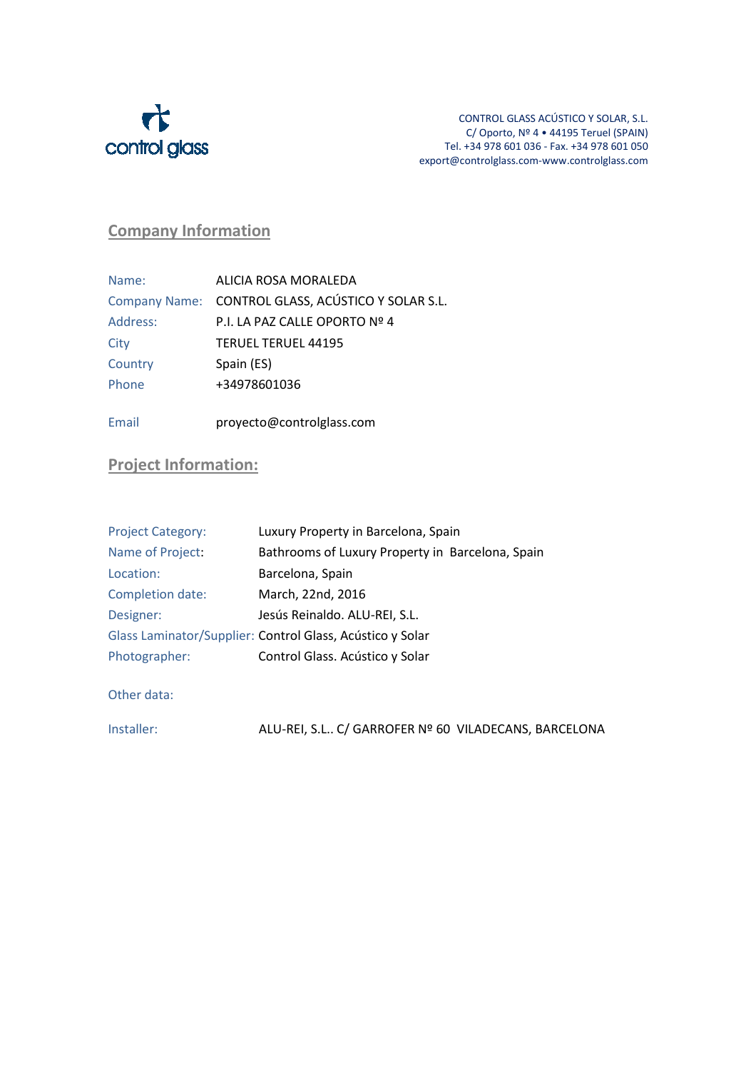control glass

CONTROL GLASS ACÚSTICO Y SOLAR, S.L.
C/ Oporto, Nº 4 • 44195 Teruel (SPAIN)
Tel. +34 978 601 036 - Fax. +34 978 601 050
export@controlglass.com-www.controlglass.com

## Company Information

| | |
|---|---|
| Name: | ALICIA ROSA MORALEDA |
| Company Name: | CONTROL GLASS, ACÚSTICO Y SOLAR S.L. |
| Address: | P.I. LA PAZ CALLE OPORTO Nº 4 |
| City | TERUEL TERUEL 44195 |
| Country | Spain (ES) |
| Phone | +34978601036 |
| Email | proyecto@controlglass.com |

## Project Information:

| | |
|---|---|
| Project Category: | Luxury Property in Barcelona, Spain |
| Name of Project: | Bathrooms of Luxury Property in Barcelona, Spain |
| Location: | Barcelona, Spain |
| Completion date: | March, 22nd, 2016 |
| Designer: | Jesús Reinaldo. ALU-REI, S.L. |
| Glass Laminator/Supplier: | Control Glass, Acústico y Solar |
| Photographer: | Control Glass. Acústico y Solar |

Other data:

| | |
|---|---|
| Installer: | ALU-REI, S.L.. C/ GARROFER Nº 60 VILADECANS, BARCELONA |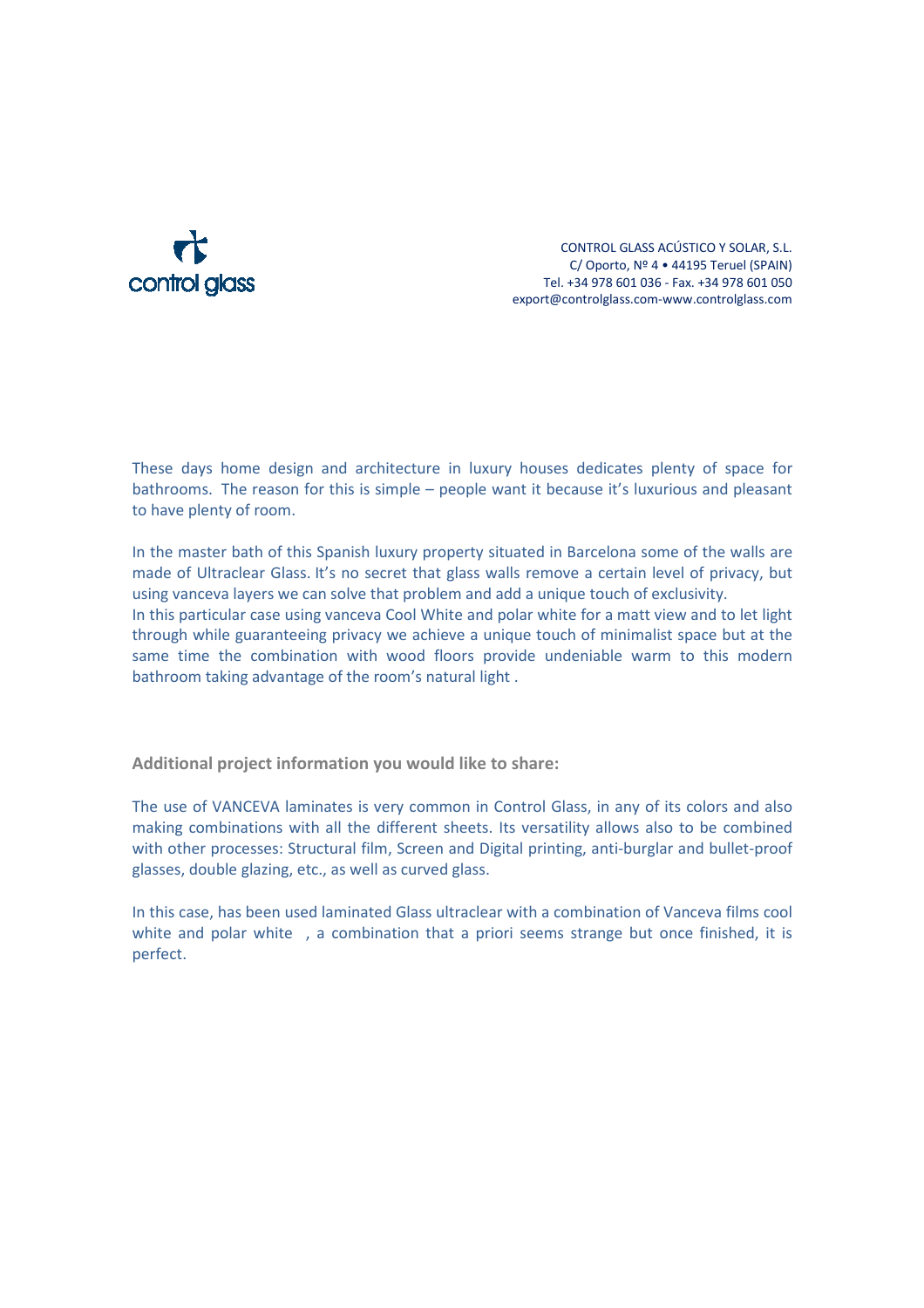control glass

CONTROL GLASS ACÚSTICO Y SOLAR, S.L.
C/ Oporto, Nº 4 • 44195 Teruel (SPAIN)
Tel. +34 978 601 036 - Fax. +34 978 601 050
export@controlglass.com-www.controlglass.com

These days home design and architecture in luxury houses dedicates plenty of space for bathrooms. The reason for this is simple – people want it because it's luxurious and pleasant to have plenty of room.

In the master bath of this Spanish luxury property situated in Barcelona some of the walls are made of Ultraclear Glass. It's no secret that glass walls remove a certain level of privacy, but using vanceva layers we can solve that problem and add a unique touch of exclusivity.
In this particular case using vanceva Cool White and polar white for a matt view and to let light through while guaranteeing privacy we achieve a unique touch of minimalist space but at the same time the combination with wood floors provide undeniable warm to this modern bathroom taking advantage of the room's natural light .

**Additional project information you would like to share:**

The use of VANCEVA laminates is very common in Control Glass, in any of its colors and also making combinations with all the different sheets. Its versatility allows also to be combined with other processes: Structural film, Screen and Digital printing, anti-burglar and bullet-proof glasses, double glazing, etc., as well as curved glass.

In this case, has been used laminated Glass ultraclear with a combination of Vanceva films cool white and polar white , a combination that a priori seems strange but once finished, it is perfect.